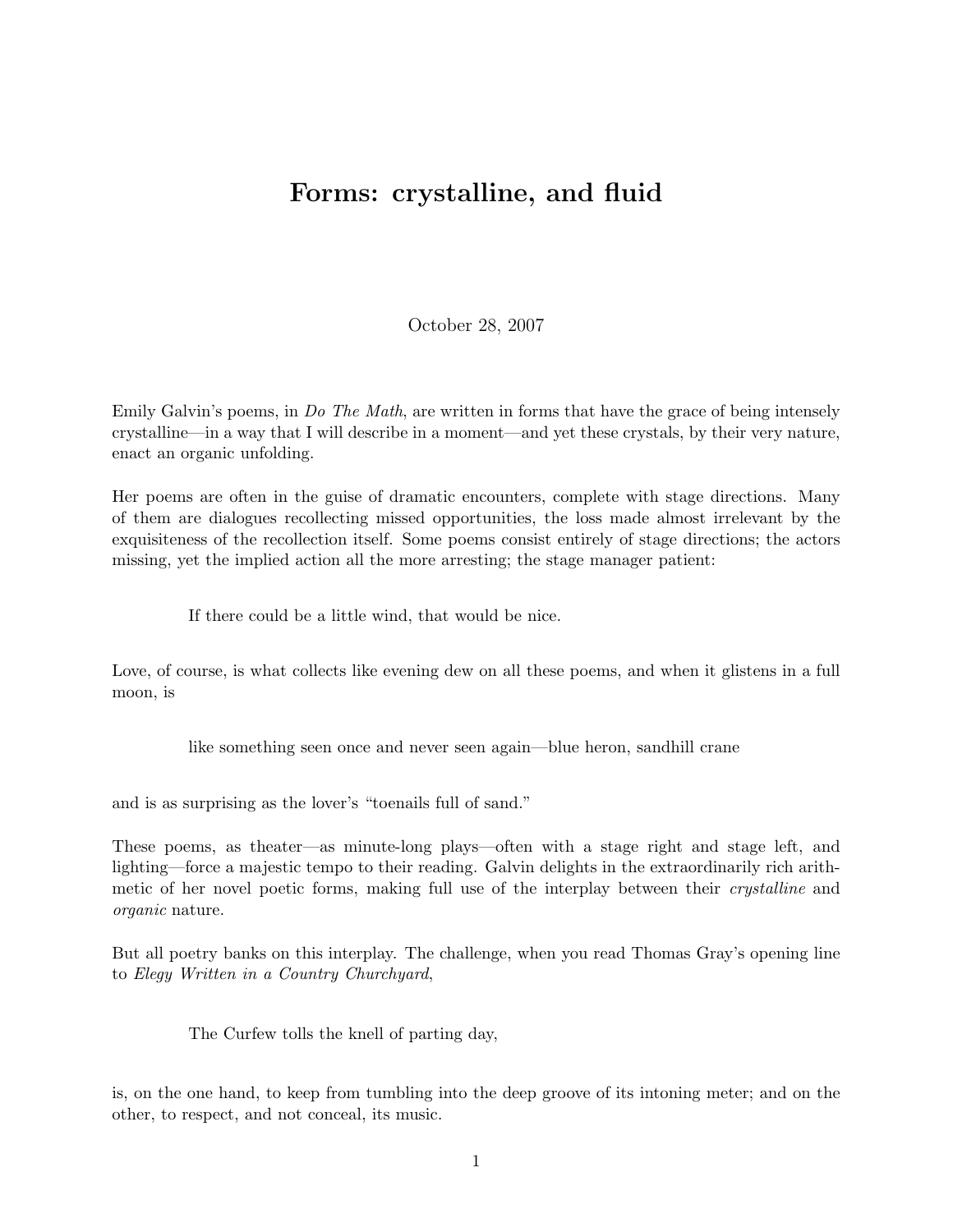# Forms: crystalline, and fluid

October 28, 2007

Emily Galvin's poems, in *Do The Math*, are written in forms that have the grace of being intensely crystalline—in a way that I will describe in a moment—and yet these crystals, by their very nature, enact an organic unfolding.

Her poems are often in the guise of dramatic encounters, complete with stage directions. Many of them are dialogues recollecting missed opportunities, the loss made almost irrelevant by the exquisiteness of the recollection itself. Some poems consist entirely of stage directions; the actors missing, yet the implied action all the more arresting; the stage manager patient:

> If there could be a little wind, that would be nice.

Love, of course, is what collects like evening dew on all these poems, and when it glistens in a full moon, is

> like something seen once and never seen again—blue heron, sandhill crane

and is as surprising as the lover's "toenails full of sand."

These poems, as theater—as minute-long plays—often with a stage right and stage left, and lighting—force a majestic tempo to their reading. Galvin delights in the extraordinarily rich arithmetic of her novel poetic forms, making full use of the interplay between their *crystalline* and *organic* nature.

But all poetry banks on this interplay. The challenge, when you read Thomas Gray's opening line to *Elegy Written in a Country Churchyard*,

> The Curfew tolls the knell of parting day,

is, on the one hand, to keep from tumbling into the deep groove of its intoning meter; and on the other, to respect, and not conceal, its music.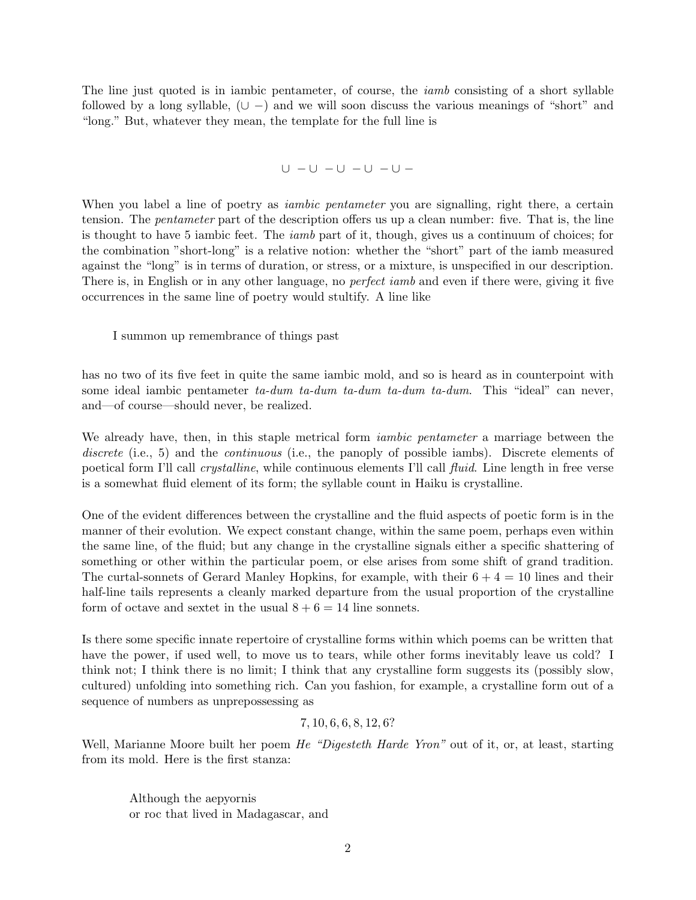The line just quoted is in iambic pentameter, of course, the *iamb* consisting of a short syllable followed by a long syllable, ($\cup$ $-$) and we will soon discuss the various meanings of "short" and "long." But, whatever they mean, the template for the full line is

$$\cup\ - \cup\ - \cup\ - \cup\ - \cup\ -$$

When you label a line of poetry as *iambic pentameter* you are signalling, right there, a certain tension. The *pentameter* part of the description offers us up a clean number: five. That is, the line is thought to have 5 iambic feet. The *iamb* part of it, though, gives us a continuum of choices; for the combination "short-long" is a relative notion: whether the "short" part of the iamb measured against the "long" is in terms of duration, or stress, or a mixture, is unspecified in our description. There is, in English or in any other language, no *perfect iamb* and even if there were, giving it five occurrences in the same line of poetry would stultify. A line like

> I summon up remembrance of things past

has no two of its five feet in quite the same iambic mold, and so is heard as in counterpoint with some ideal iambic pentameter *ta-dum ta-dum ta-dum ta-dum ta-dum*. This "ideal" can never, and—of course—should never, be realized.

We already have, then, in this staple metrical form *iambic pentameter* a marriage between the *discrete* (i.e., 5) and the *continuous* (i.e., the panoply of possible iambs). Discrete elements of poetical form I'll call *crystalline*, while continuous elements I'll call *fluid*. Line length in free verse is a somewhat fluid element of its form; the syllable count in Haiku is crystalline.

One of the evident differences between the crystalline and the fluid aspects of poetic form is in the manner of their evolution. We expect constant change, within the same poem, perhaps even within the same line, of the fluid; but any change in the crystalline signals either a specific shattering of something or other within the particular poem, or else arises from some shift of grand tradition. The curtal-sonnets of Gerard Manley Hopkins, for example, with their $6 + 4 = 10$ lines and their half-line tails represents a cleanly marked departure from the usual proportion of the crystalline form of octave and sextet in the usual $8 + 6 = 14$ line sonnets.

Is there some specific innate repertoire of crystalline forms within which poems can be written that have the power, if used well, to move us to tears, while other forms inevitably leave us cold? I think not; I think there is no limit; I think that any crystalline form suggests its (possibly slow, cultured) unfolding into something rich. Can you fashion, for example, a crystalline form out of a sequence of numbers as unprepossessing as

$$7, 10, 6, 6, 8, 12, 6?$$

Well, Marianne Moore built her poem *He "Digesteth Harde Yron"* out of it, or, at least, starting from its mold. Here is the first stanza:

> Although the aepyornis
> or roc that lived in Madagascar, and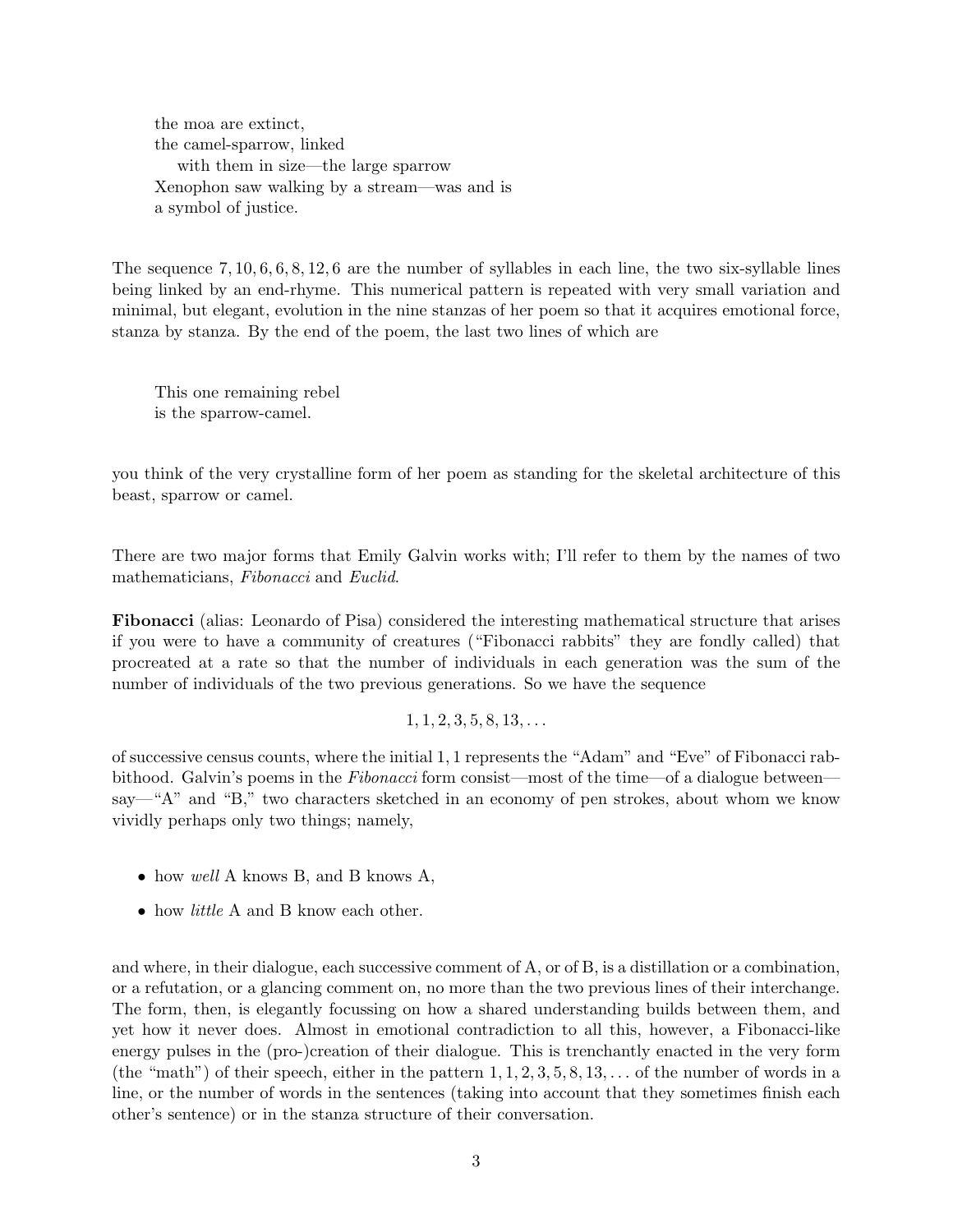> the moa are extinct,
> the camel-sparrow, linked
>     with them in size—the large sparrow
> Xenophon saw walking by a stream—was and is
> a symbol of justice.

The sequence $7, 10, 6, 6, 8, 12, 6$ are the number of syllables in each line, the two six-syllable lines being linked by an end-rhyme. This numerical pattern is repeated with very small variation and minimal, but elegant, evolution in the nine stanzas of her poem so that it acquires emotional force, stanza by stanza. By the end of the poem, the last two lines of which are

> This one remaining rebel
> is the sparrow-camel.

you think of the very crystalline form of her poem as standing for the skeletal architecture of this beast, sparrow or camel.

There are two major forms that Emily Galvin works with; I'll refer to them by the names of two mathematicians, *Fibonacci* and *Euclid*.

**Fibonacci** (alias: Leonardo of Pisa) considered the interesting mathematical structure that arises if you were to have a community of creatures ("Fibonacci rabbits" they are fondly called) that procreated at a rate so that the number of individuals in each generation was the sum of the number of individuals of the two previous generations. So we have the sequence

$$1, 1, 2, 3, 5, 8, 13, \ldots$$

of successive census counts, where the initial $1, 1$ represents the "Adam" and "Eve" of Fibonacci rabbithood. Galvin's poems in the *Fibonacci* form consist—most of the time—of a dialogue between—say—"A" and "B," two characters sketched in an economy of pen strokes, about whom we know vividly perhaps only two things; namely,

- how *well* A knows B, and B knows A,
- how *little* A and B know each other.

and where, in their dialogue, each successive comment of A, or of B, is a distillation or a combination, or a refutation, or a glancing comment on, no more than the two previous lines of their interchange. The form, then, is elegantly focussing on how a shared understanding builds between them, and yet how it never does. Almost in emotional contradiction to all this, however, a Fibonacci-like energy pulses in the (pro-)creation of their dialogue. This is trenchantly enacted in the very form (the "math") of their speech, either in the pattern $1, 1, 2, 3, 5, 8, 13, \ldots$ of the number of words in a line, or the number of words in the sentences (taking into account that they sometimes finish each other's sentence) or in the stanza structure of their conversation.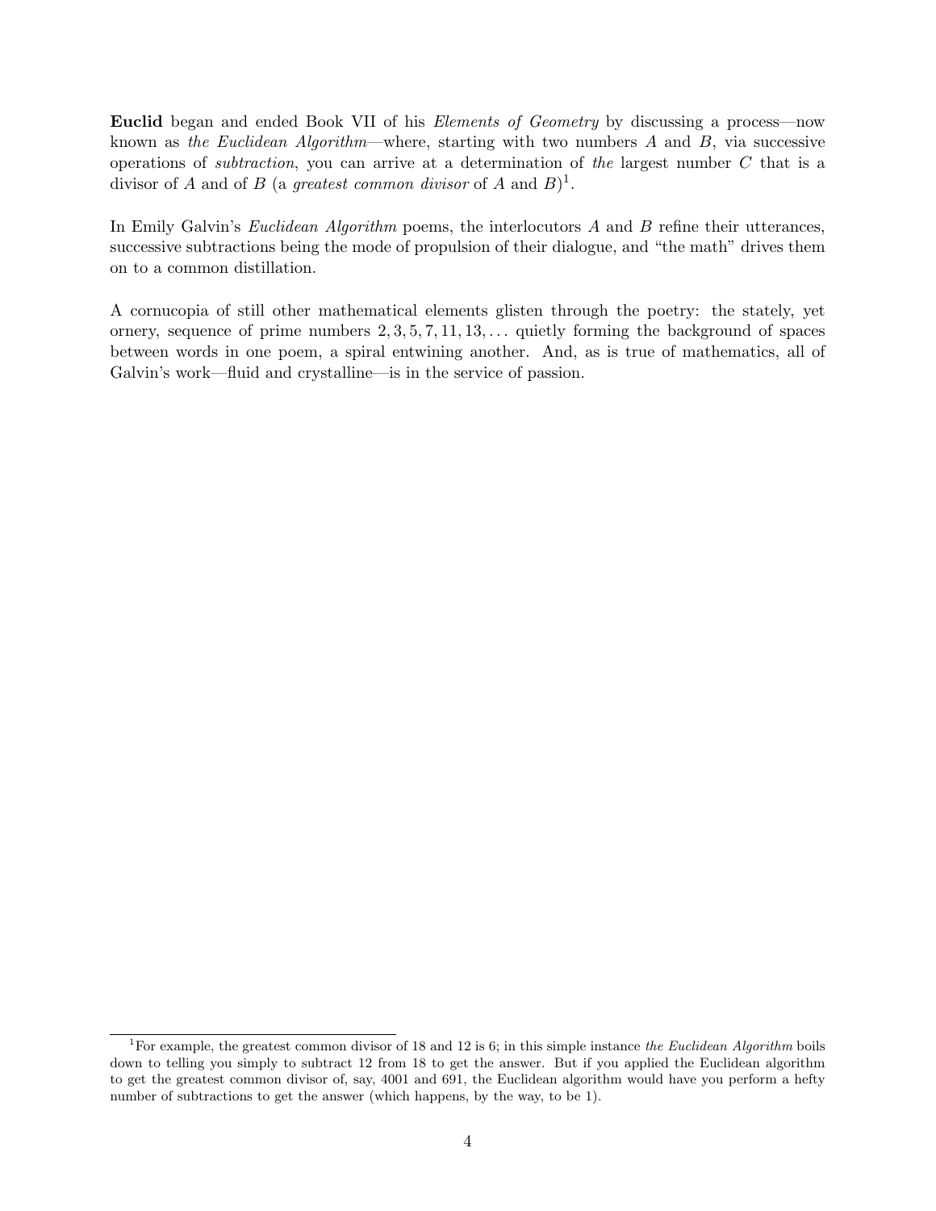**Euclid** began and ended Book VII of his *Elements of Geometry* by discussing a process—now known as *the Euclidean Algorithm*—where, starting with two numbers $A$ and $B$, via successive operations of *subtraction*, you can arrive at a determination of *the* largest number $C$ that is a divisor of $A$ and of $B$ (a *greatest common divisor* of $A$ and $B$)[1].

In Emily Galvin's *Euclidean Algorithm* poems, the interlocutors $A$ and $B$ refine their utterances, successive subtractions being the mode of propulsion of their dialogue, and "the math" drives them on to a common distillation.

A cornucopia of still other mathematical elements glisten through the poetry: the stately, yet ornery, sequence of prime numbers $2, 3, 5, 7, 11, 13, \ldots$ quietly forming the background of spaces between words in one poem, a spiral entwining another. And, as is true of mathematics, all of Galvin's work—fluid and crystalline—is in the service of passion.

---

[1] For example, the greatest common divisor of 18 and 12 is 6; in this simple instance *the Euclidean Algorithm* boils down to telling you simply to subtract 12 from 18 to get the answer. But if you applied the Euclidean algorithm to get the greatest common divisor of, say, 4001 and 691, the Euclidean algorithm would have you perform a hefty number of subtractions to get the answer (which happens, by the way, to be 1).